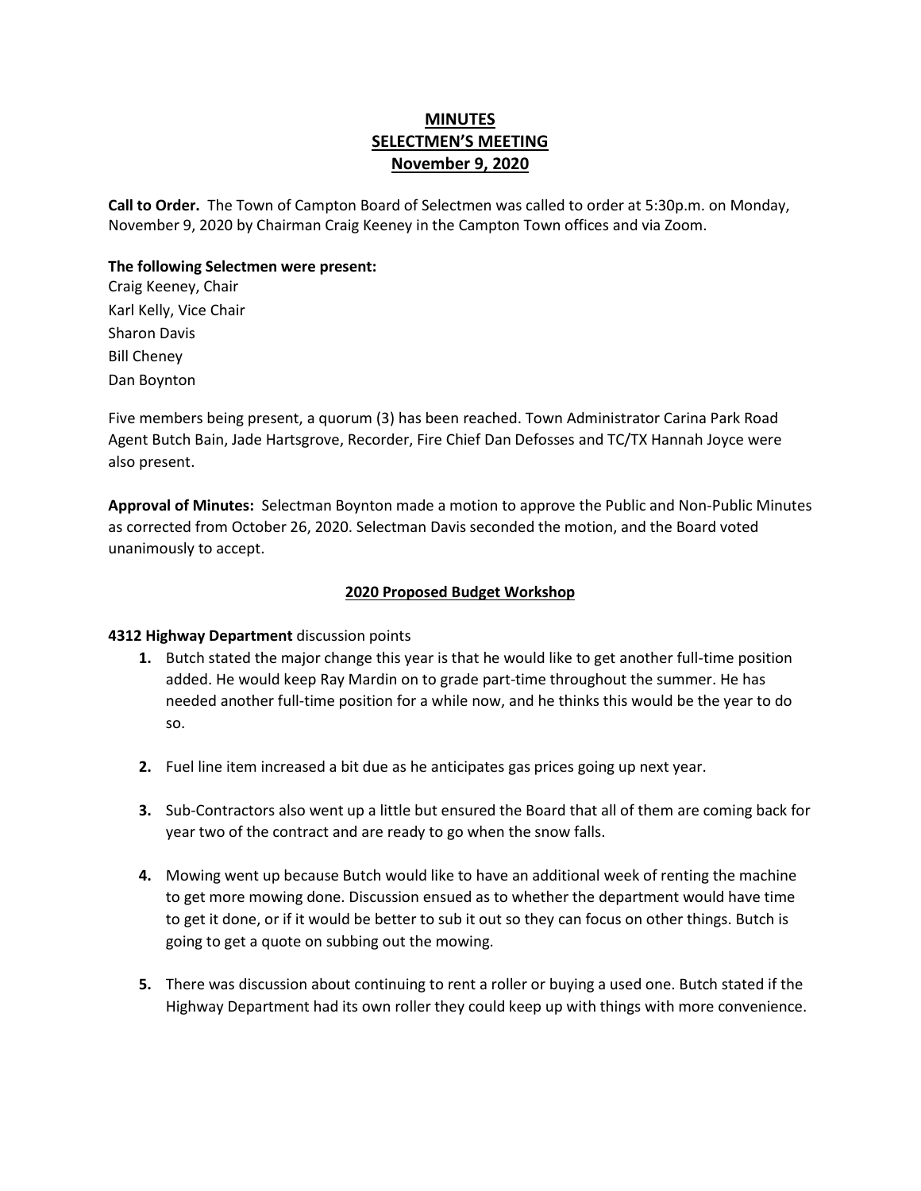# MINUTES
# SELECTMEN'S MEETING
# November 9, 2020

**Call to Order.** The Town of Campton Board of Selectmen was called to order at 5:30p.m. on Monday, November 9, 2020 by Chairman Craig Keeney in the Campton Town offices and via Zoom.

**The following Selectmen were present:**
Craig Keeney, Chair
Karl Kelly, Vice Chair
Sharon Davis
Bill Cheney
Dan Boynton

Five members being present, a quorum (3) has been reached. Town Administrator Carina Park Road Agent Butch Bain, Jade Hartsgrove, Recorder, Fire Chief Dan Defosses and TC/TX Hannah Joyce were also present.

**Approval of Minutes:** Selectman Boynton made a motion to approve the Public and Non-Public Minutes as corrected from October 26, 2020. Selectman Davis seconded the motion, and the Board voted unanimously to accept.

## 2020 Proposed Budget Workshop

**4312 Highway Department** discussion points

1. Butch stated the major change this year is that he would like to get another full-time position added. He would keep Ray Mardin on to grade part-time throughout the summer. He has needed another full-time position for a while now, and he thinks this would be the year to do so.

2. Fuel line item increased a bit due as he anticipates gas prices going up next year.

3. Sub-Contractors also went up a little but ensured the Board that all of them are coming back for year two of the contract and are ready to go when the snow falls.

4. Mowing went up because Butch would like to have an additional week of renting the machine to get more mowing done. Discussion ensued as to whether the department would have time to get it done, or if it would be better to sub it out so they can focus on other things. Butch is going to get a quote on subbing out the mowing.

5. There was discussion about continuing to rent a roller or buying a used one. Butch stated if the Highway Department had its own roller they could keep up with things with more convenience.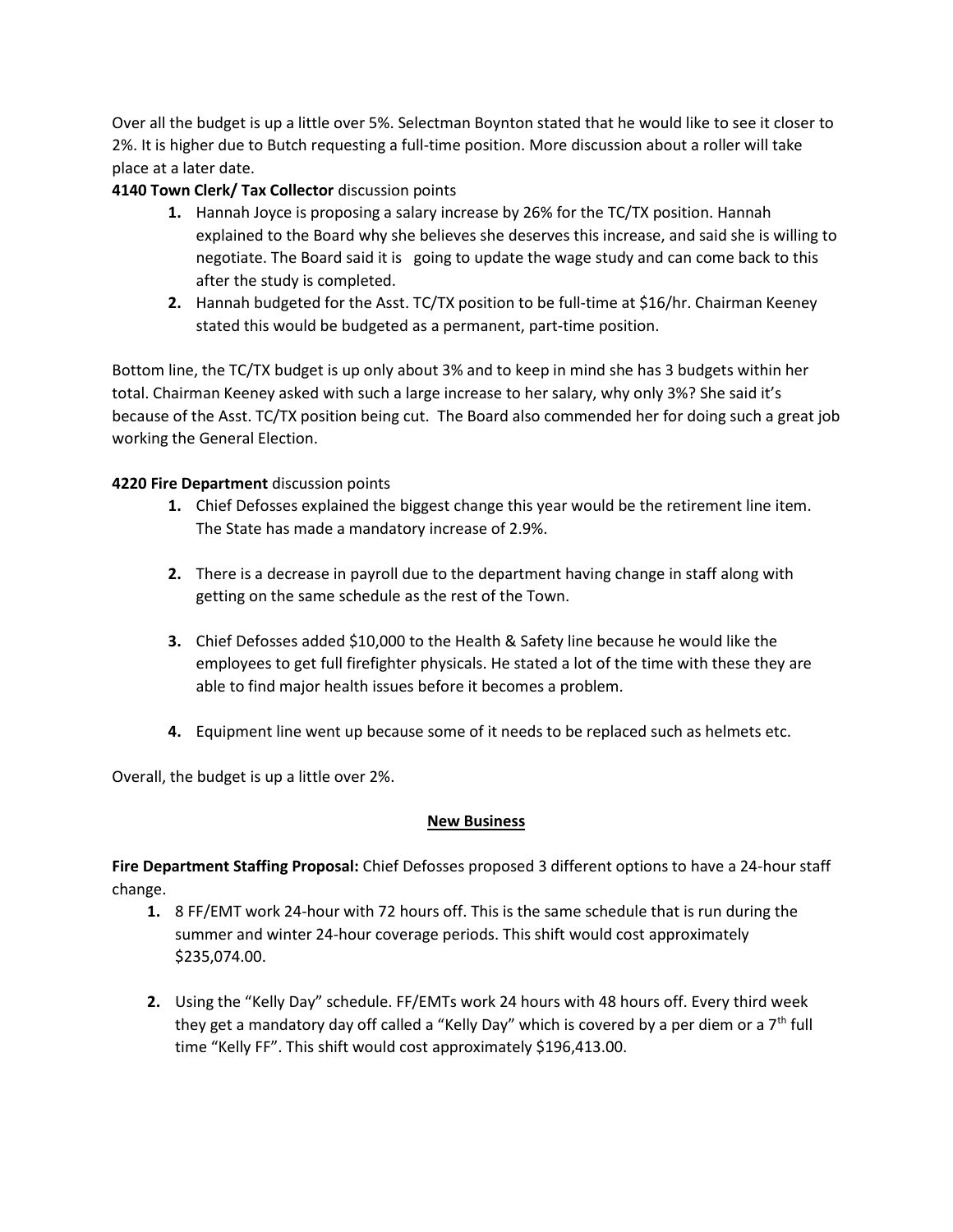Over all the budget is up a little over 5%. Selectman Boynton stated that he would like to see it closer to 2%. It is higher due to Butch requesting a full-time position. More discussion about a roller will take place at a later date.

**4140 Town Clerk/ Tax Collector** discussion points

1. Hannah Joyce is proposing a salary increase by 26% for the TC/TX position. Hannah explained to the Board why she believes she deserves this increase, and said she is willing to negotiate. The Board said it is going to update the wage study and can come back to this after the study is completed.
2. Hannah budgeted for the Asst. TC/TX position to be full-time at $16/hr. Chairman Keeney stated this would be budgeted as a permanent, part-time position.

Bottom line, the TC/TX budget is up only about 3% and to keep in mind she has 3 budgets within her total. Chairman Keeney asked with such a large increase to her salary, why only 3%? She said it's because of the Asst. TC/TX position being cut. The Board also commended her for doing such a great job working the General Election.

**4220 Fire Department** discussion points

1. Chief Defosses explained the biggest change this year would be the retirement line item. The State has made a mandatory increase of 2.9%.

2. There is a decrease in payroll due to the department having change in staff along with getting on the same schedule as the rest of the Town.

3. Chief Defosses added $10,000 to the Health & Safety line because he would like the employees to get full firefighter physicals. He stated a lot of the time with these they are able to find major health issues before it becomes a problem.

4. Equipment line went up because some of it needs to be replaced such as helmets etc.

Overall, the budget is up a little over 2%.

## New Business

**Fire Department Staffing Proposal:** Chief Defosses proposed 3 different options to have a 24-hour staff change.

1. 8 FF/EMT work 24-hour with 72 hours off. This is the same schedule that is run during the summer and winter 24-hour coverage periods. This shift would cost approximately $235,074.00.

2. Using the "Kelly Day" schedule. FF/EMTs work 24 hours with 48 hours off. Every third week they get a mandatory day off called a "Kelly Day" which is covered by a per diem or a 7th full time "Kelly FF". This shift would cost approximately $196,413.00.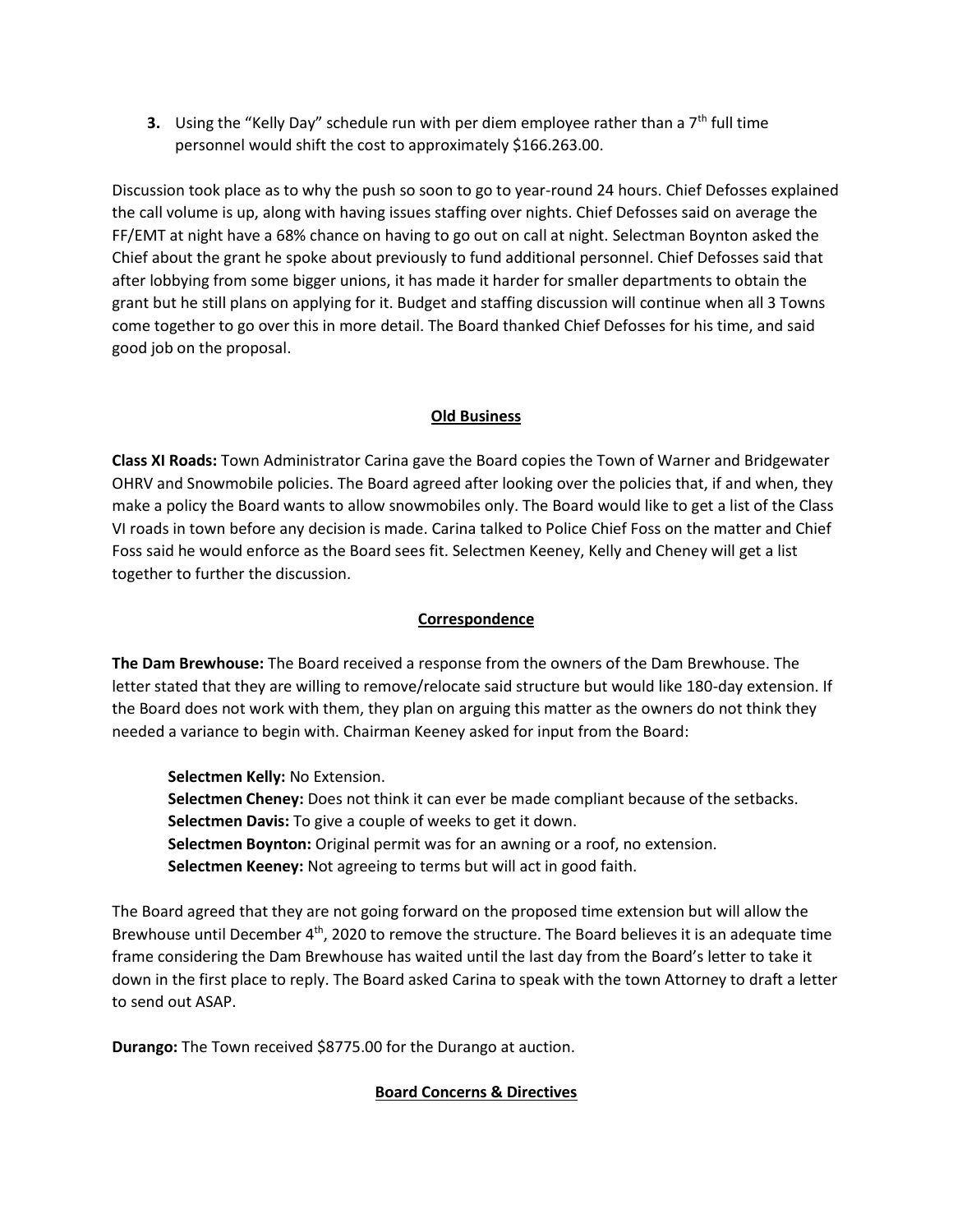3. Using the "Kelly Day" schedule run with per diem employee rather than a 7th full time personnel would shift the cost to approximately $166.263.00.

Discussion took place as to why the push so soon to go to year-round 24 hours. Chief Defosses explained the call volume is up, along with having issues staffing over nights. Chief Defosses said on average the FF/EMT at night have a 68% chance on having to go out on call at night. Selectman Boynton asked the Chief about the grant he spoke about previously to fund additional personnel. Chief Defosses said that after lobbying from some bigger unions, it has made it harder for smaller departments to obtain the grant but he still plans on applying for it. Budget and staffing discussion will continue when all 3 Towns come together to go over this in more detail. The Board thanked Chief Defosses for his time, and said good job on the proposal.

## Old Business

**Class XI Roads:** Town Administrator Carina gave the Board copies the Town of Warner and Bridgewater OHRV and Snowmobile policies. The Board agreed after looking over the policies that, if and when, they make a policy the Board wants to allow snowmobiles only. The Board would like to get a list of the Class VI roads in town before any decision is made. Carina talked to Police Chief Foss on the matter and Chief Foss said he would enforce as the Board sees fit. Selectmen Keeney, Kelly and Cheney will get a list together to further the discussion.

## Correspondence

**The Dam Brewhouse:** The Board received a response from the owners of the Dam Brewhouse. The letter stated that they are willing to remove/relocate said structure but would like 180-day extension. If the Board does not work with them, they plan on arguing this matter as the owners do not think they needed a variance to begin with. Chairman Keeney asked for input from the Board:

**Selectmen Kelly:** No Extension.
**Selectmen Cheney:** Does not think it can ever be made compliant because of the setbacks.
**Selectmen Davis:** To give a couple of weeks to get it down.
**Selectmen Boynton:** Original permit was for an awning or a roof, no extension.
**Selectmen Keeney:** Not agreeing to terms but will act in good faith.

The Board agreed that they are not going forward on the proposed time extension but will allow the Brewhouse until December 4th, 2020 to remove the structure. The Board believes it is an adequate time frame considering the Dam Brewhouse has waited until the last day from the Board's letter to take it down in the first place to reply. The Board asked Carina to speak with the town Attorney to draft a letter to send out ASAP.

**Durango:** The Town received $8775.00 for the Durango at auction.

## Board Concerns & Directives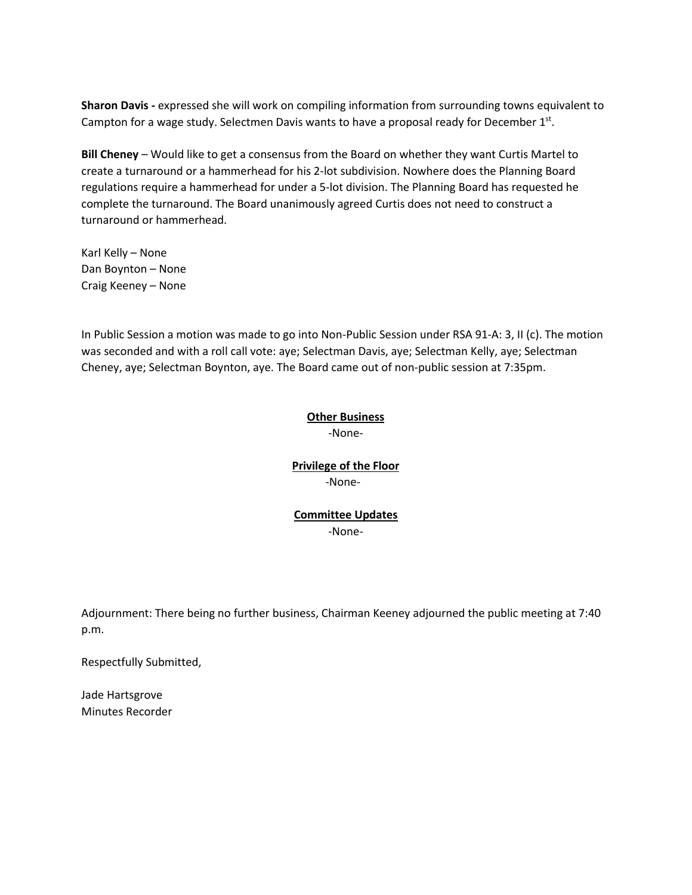**Sharon Davis -** expressed she will work on compiling information from surrounding towns equivalent to Campton for a wage study. Selectmen Davis wants to have a proposal ready for December 1st.

**Bill Cheney** – Would like to get a consensus from the Board on whether they want Curtis Martel to create a turnaround or a hammerhead for his 2-lot subdivision. Nowhere does the Planning Board regulations require a hammerhead for under a 5-lot division. The Planning Board has requested he complete the turnaround. The Board unanimously agreed Curtis does not need to construct a turnaround or hammerhead.

Karl Kelly – None
Dan Boynton – None
Craig Keeney – None

In Public Session a motion was made to go into Non-Public Session under RSA 91-A: 3, II (c). The motion was seconded and with a roll call vote: aye; Selectman Davis, aye; Selectman Kelly, aye; Selectman Cheney, aye; Selectman Boynton, aye. The Board came out of non-public session at 7:35pm.

**Other Business**

-None-

**Privilege of the Floor**

-None-

**Committee Updates**

-None-

Adjournment: There being no further business, Chairman Keeney adjourned the public meeting at 7:40 p.m.

Respectfully Submitted,

Jade Hartsgrove
Minutes Recorder